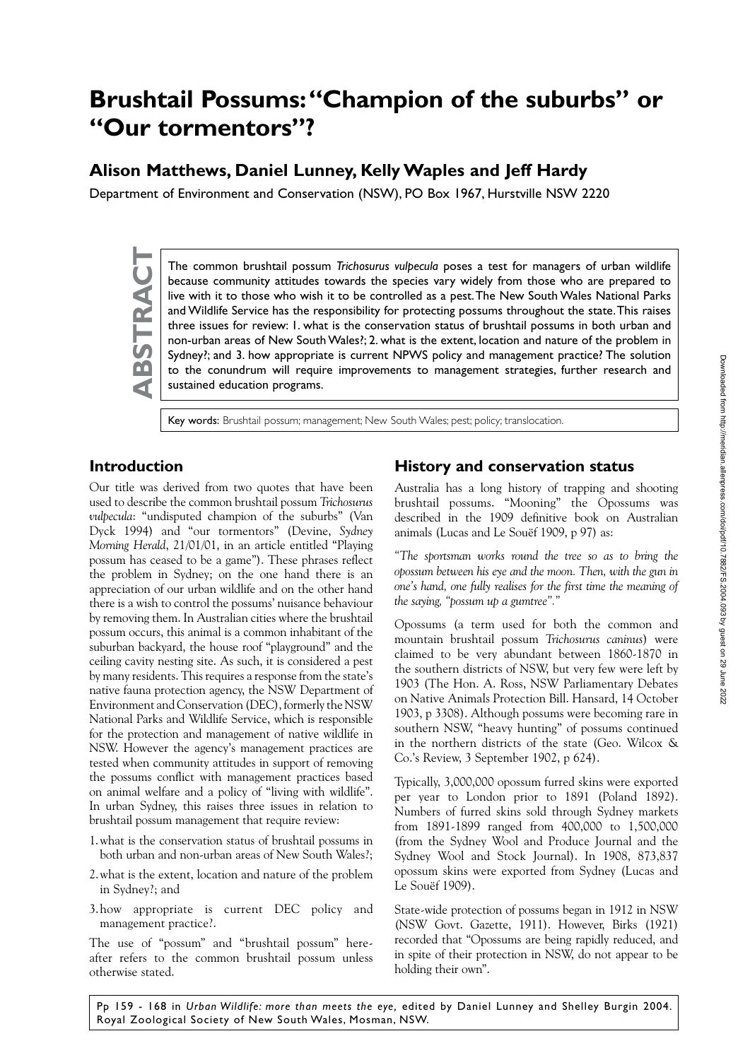# Brushtail Possums: "Champion of the suburbs" or "Our tormentors"?

## Alison Matthews, Daniel Lunney, Kelly Waples and Jeff Hardy

Department of Environment and Conservation (NSW), PO Box 1967, Hurstville NSW 2220

**ABSTRACT**

The common brushtail possum *Trichosurus vulpecula* poses a test for managers of urban wildlife because community attitudes towards the species vary widely from those who are prepared to live with it to those who wish it to be controlled as a pest. The New South Wales National Parks and Wildlife Service has the responsibility for protecting possums throughout the state. This raises three issues for review: 1. what is the conservation status of brushtail possums in both urban and non-urban areas of New South Wales?; 2. what is the extent, location and nature of the problem in Sydney?; and 3. how appropriate is current NPWS policy and management practice? The solution to the conundrum will require improvements to management strategies, further research and sustained education programs.

**Key words**: Brushtail possum; management; New South Wales; pest; policy; translocation.

## Introduction

Our title was derived from two quotes that have been used to describe the common brushtail possum *Trichosurus vulpecula*: "undisputed champion of the suburbs" (Van Dyck 1994) and "our tormentors" (Devine, *Sydney Morning Herald*, 21/01/01, in an article entitled "Playing possum has ceased to be a game"). These phrases reflect the problem in Sydney; on the one hand there is an appreciation of our urban wildlife and on the other hand there is a wish to control the possums' nuisance behaviour by removing them. In Australian cities where the brushtail possum occurs, this animal is a common inhabitant of the suburban backyard, the house roof "playground" and the ceiling cavity nesting site. As such, it is considered a pest by many residents. This requires a response from the state's native fauna protection agency, the NSW Department of Environment and Conservation (DEC), formerly the NSW National Parks and Wildlife Service, which is responsible for the protection and management of native wildlife in NSW. However the agency's management practices are tested when community attitudes in support of removing the possums conflict with management practices based on animal welfare and a policy of "living with wildlife". In urban Sydney, this raises three issues in relation to brushtail possum management that require review:

1. what is the conservation status of brushtail possums in both urban and non-urban areas of New South Wales?;
2. what is the extent, location and nature of the problem in Sydney?; and
3. how appropriate is current DEC policy and management practice?.

The use of "possum" and "brushtail possum" hereafter refers to the common brushtail possum unless otherwise stated.

## History and conservation status

Australia has a long history of trapping and shooting brushtail possums. "Mooning" the Opossums was described in the 1909 definitive book on Australian animals (Lucas and Le Souëf 1909, p 97) as:

*"The sportsman works round the tree so as to bring the opossum between his eye and the moon. Then, with the gun in one's hand, one fully realises for the first time the meaning of the saying, "possum up a gumtree"."*

Opossums (a term used for both the common and mountain brushtail possum *Trichosurus caninus*) were claimed to be very abundant between 1860-1870 in the southern districts of NSW, but very few were left by 1903 (The Hon. A. Ross, NSW Parliamentary Debates on Native Animals Protection Bill. Hansard, 14 October 1903, p 3308). Although possums were becoming rare in southern NSW, "heavy hunting" of possums continued in the northern districts of the state (Geo. Wilcox & Co.'s Review, 3 September 1902, p 624).

Typically, 3,000,000 opossum furred skins were exported per year to London prior to 1891 (Poland 1892). Numbers of furred skins sold through Sydney markets from 1891-1899 ranged from 400,000 to 1,500,000 (from the Sydney Wool and Produce Journal and the Sydney Wool and Stock Journal). In 1908, 873,837 opossum skins were exported from Sydney (Lucas and Le Souëf 1909).

State-wide protection of possums began in 1912 in NSW (NSW Govt. Gazette, 1911). However, Birks (1921) recorded that "Opossums are being rapidly reduced, and in spite of their protection in NSW, do not appear to be holding their own".

Pp 159 - 168 in *Urban Wildlife: more than meets the eye,* edited by Daniel Lunney and Shelley Burgin 2004. Royal Zoological Society of New South Wales, Mosman, NSW.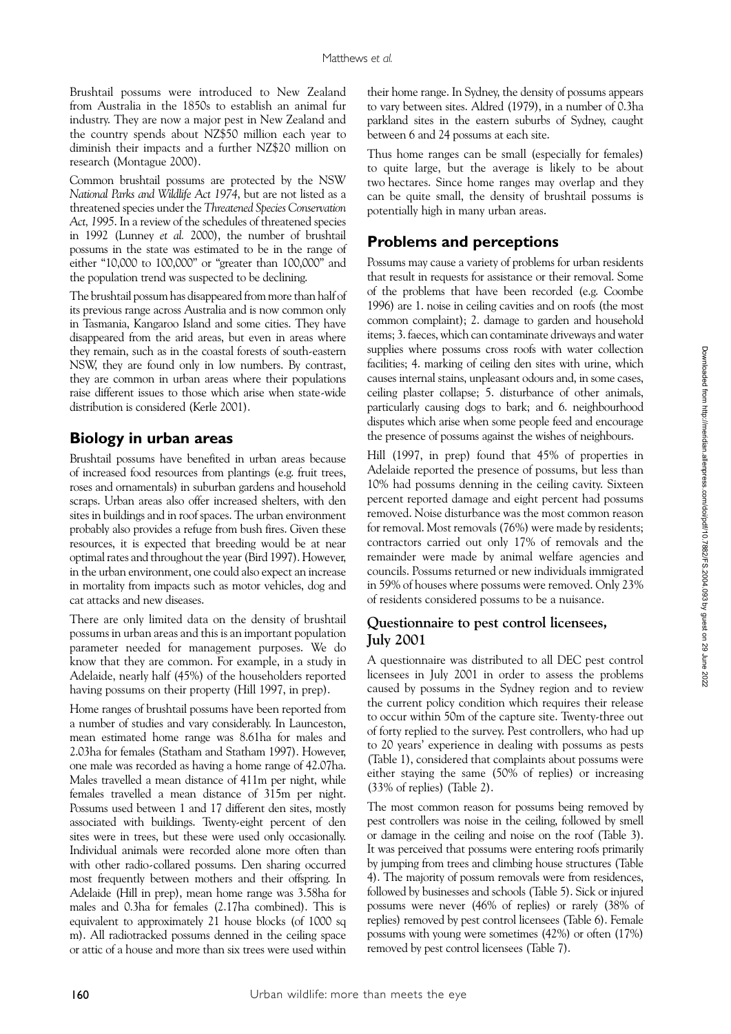Brushtail possums were introduced to New Zealand from Australia in the 1850s to establish an animal fur industry. They are now a major pest in New Zealand and the country spends about NZ$50 million each year to diminish their impacts and a further NZ$20 million on research (Montague 2000).

Common brushtail possums are protected by the NSW *National Parks and Wildlife Act 1974*, but are not listed as a threatened species under the *Threatened Species Conservation Act, 1995*. In a review of the schedules of threatened species in 1992 (Lunney *et al.* 2000), the number of brushtail possums in the state was estimated to be in the range of either "10,000 to 100,000" or "greater than 100,000" and the population trend was suspected to be declining.

The brushtail possum has disappeared from more than half of its previous range across Australia and is now common only in Tasmania, Kangaroo Island and some cities. They have disappeared from the arid areas, but even in areas where they remain, such as in the coastal forests of south-eastern NSW, they are found only in low numbers. By contrast, they are common in urban areas where their populations raise different issues to those which arise when state-wide distribution is considered (Kerle 2001).

## Biology in urban areas

Brushtail possums have benefited in urban areas because of increased food resources from plantings (e.g. fruit trees, roses and ornamentals) in suburban gardens and household scraps. Urban areas also offer increased shelters, with den sites in buildings and in roof spaces. The urban environment probably also provides a refuge from bush fires. Given these resources, it is expected that breeding would be at near optimal rates and throughout the year (Bird 1997). However, in the urban environment, one could also expect an increase in mortality from impacts such as motor vehicles, dog and cat attacks and new diseases.

There are only limited data on the density of brushtail possums in urban areas and this is an important population parameter needed for management purposes. We do know that they are common. For example, in a study in Adelaide, nearly half (45%) of the householders reported having possums on their property (Hill 1997, in prep).

Home ranges of brushtail possums have been reported from a number of studies and vary considerably. In Launceston, mean estimated home range was 8.61ha for males and 2.03ha for females (Statham and Statham 1997). However, one male was recorded as having a home range of 42.07ha. Males travelled a mean distance of 411m per night, while females travelled a mean distance of 315m per night. Possums used between 1 and 17 different den sites, mostly associated with buildings. Twenty-eight percent of den sites were in trees, but these were used only occasionally. Individual animals were recorded alone more often than with other radio-collared possums. Den sharing occurred most frequently between mothers and their offspring. In Adelaide (Hill in prep), mean home range was 3.58ha for males and 0.3ha for females (2.17ha combined). This is equivalent to approximately 21 house blocks (of 1000 sq m). All radiotracked possums denned in the ceiling space or attic of a house and more than six trees were used within their home range. In Sydney, the density of possums appears to vary between sites. Aldred (1979), in a number of 0.3ha parkland sites in the eastern suburbs of Sydney, caught between 6 and 24 possums at each site.

Thus home ranges can be small (especially for females) to quite large, but the average is likely to be about two hectares. Since home ranges may overlap and they can be quite small, the density of brushtail possums is potentially high in many urban areas.

## Problems and perceptions

Possums may cause a variety of problems for urban residents that result in requests for assistance or their removal. Some of the problems that have been recorded (e.g. Coombe 1996) are 1. noise in ceiling cavities and on roofs (the most common complaint); 2. damage to garden and household items; 3. faeces, which can contaminate driveways and water supplies where possums cross roofs with water collection facilities; 4. marking of ceiling den sites with urine, which causes internal stains, unpleasant odours and, in some cases, ceiling plaster collapse; 5. disturbance of other animals, particularly causing dogs to bark; and 6. neighbourhood disputes which arise when some people feed and encourage the presence of possums against the wishes of neighbours.

Hill (1997, in prep) found that 45% of properties in Adelaide reported the presence of possums, but less than 10% had possums denning in the ceiling cavity. Sixteen percent reported damage and eight percent had possums removed. Noise disturbance was the most common reason for removal. Most removals (76%) were made by residents; contractors carried out only 17% of removals and the remainder were made by animal welfare agencies and councils. Possums returned or new individuals immigrated in 59% of houses where possums were removed. Only 23% of residents considered possums to be a nuisance.

### Questionnaire to pest control licensees, July 2001

A questionnaire was distributed to all DEC pest control licensees in July 2001 in order to assess the problems caused by possums in the Sydney region and to review the current policy condition which requires their release to occur within 50m of the capture site. Twenty-three out of forty replied to the survey. Pest controllers, who had up to 20 years' experience in dealing with possums as pests (Table 1), considered that complaints about possums were either staying the same (50% of replies) or increasing (33% of replies) (Table 2).

The most common reason for possums being removed by pest controllers was noise in the ceiling, followed by smell or damage in the ceiling and noise on the roof (Table 3). It was perceived that possums were entering roofs primarily by jumping from trees and climbing house structures (Table 4). The majority of possum removals were from residences, followed by businesses and schools (Table 5). Sick or injured possums were never (46% of replies) or rarely (38% of replies) removed by pest control licensees (Table 6). Female possums with young were sometimes (42%) or often (17%) removed by pest control licensees (Table 7).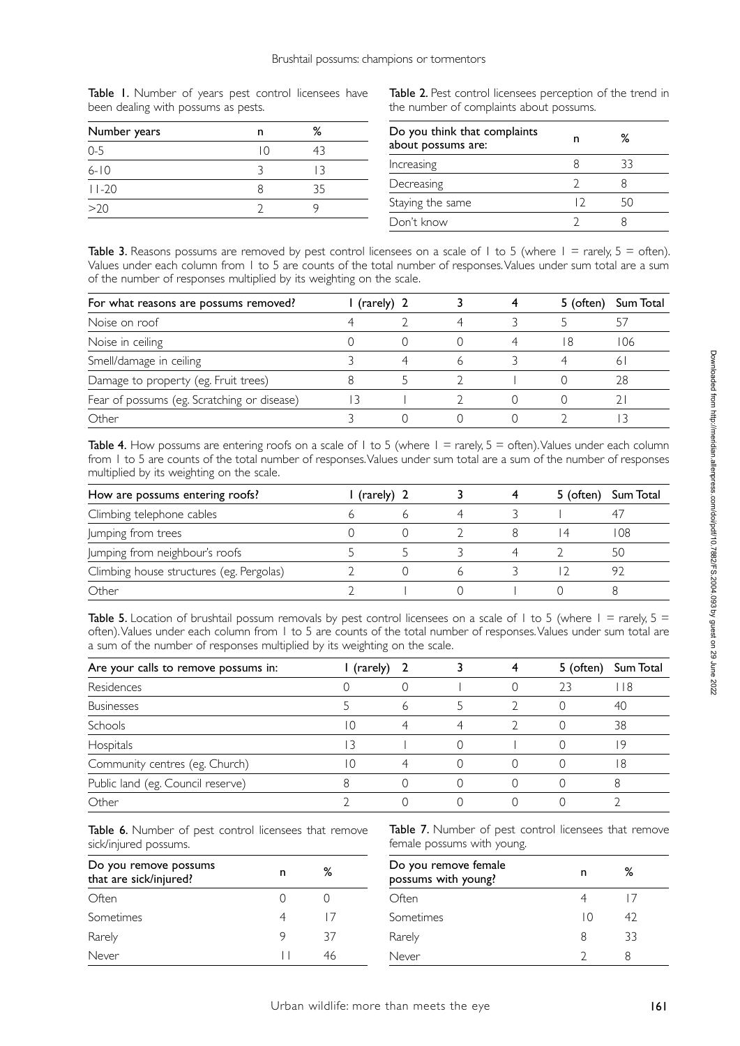**Table 1.** Number of years pest control licensees have been dealing with possums as pests.

| Number years | n | % |
|---|---|---|
| 0-5 | 10 | 43 |
| 6-10 | 3 | 13 |
| 11-20 | 8 | 35 |
| >20 | 2 | 9 |

**Table 2.** Pest control licensees perception of the trend in the number of complaints about possums.

| Do you think that complaints about possums are: | n | % |
|---|---|---|
| Increasing | 8 | 33 |
| Decreasing | 2 | 8 |
| Staying the same | 12 | 50 |
| Don't know | 2 | 8 |

**Table 3.** Reasons possums are removed by pest control licensees on a scale of 1 to 5 (where 1 = rarely, 5 = often). Values under each column from 1 to 5 are counts of the total number of responses. Values under sum total are a sum of the number of responses multiplied by its weighting on the scale.

| For what reasons are possums removed? | 1 (rarely) | 2 | 3 | 4 | 5 (often) | Sum Total |
|---|---|---|---|---|---|---|
| Noise on roof | 4 | 2 | 4 | 3 | 5 | 57 |
| Noise in ceiling | 0 | 0 | 0 | 4 | 18 | 106 |
| Smell/damage in ceiling | 3 | 4 | 6 | 3 | 4 | 61 |
| Damage to property (eg. Fruit trees) | 8 | 5 | 2 | 1 | 0 | 28 |
| Fear of possums (eg. Scratching or disease) | 13 | 1 | 2 | 0 | 0 | 21 |
| Other | 3 | 0 | 0 | 0 | 2 | 13 |

**Table 4.** How possums are entering roofs on a scale of 1 to 5 (where 1 = rarely, 5 = often). Values under each column from 1 to 5 are counts of the total number of responses. Values under sum total are a sum of the number of responses multiplied by its weighting on the scale.

| How are possums entering roofs? | 1 (rarely) | 2 | 3 | 4 | 5 (often) | Sum Total |
|---|---|---|---|---|---|---|
| Climbing telephone cables | 6 | 6 | 4 | 3 | 1 | 47 |
| Jumping from trees | 0 | 0 | 2 | 8 | 14 | 108 |
| Jumping from neighbour's roofs | 5 | 5 | 3 | 4 | 2 | 50 |
| Climbing house structures (eg. Pergolas) | 2 | 0 | 6 | 3 | 12 | 92 |
| Other | 2 | 1 | 0 | 1 | 0 | 8 |

**Table 5.** Location of brushtail possum removals by pest control licensees on a scale of 1 to 5 (where 1 = rarely, 5 = often). Values under each column from 1 to 5 are counts of the total number of responses. Values under sum total are a sum of the number of responses multiplied by its weighting on the scale.

| Are your calls to remove possums in: | 1 (rarely) | 2 | 3 | 4 | 5 (often) | Sum Total |
|---|---|---|---|---|---|---|
| Residences | 0 | 0 | 1 | 0 | 23 | 118 |
| Businesses | 5 | 6 | 5 | 2 | 0 | 40 |
| Schools | 10 | 4 | 4 | 2 | 0 | 38 |
| Hospitals | 13 | 1 | 0 | 1 | 0 | 19 |
| Community centres (eg. Church) | 10 | 4 | 0 | 0 | 0 | 18 |
| Public land (eg. Council reserve) | 8 | 0 | 0 | 0 | 0 | 8 |
| Other | 2 | 0 | 0 | 0 | 0 | 2 |

**Table 6.** Number of pest control licensees that remove sick/injured possums.

| Do you remove possums that are sick/injured? | n | % |
|---|---|---|
| Often | 0 | 0 |
| Sometimes | 4 | 17 |
| Rarely | 9 | 37 |
| Never | 11 | 46 |

**Table 7.** Number of pest control licensees that remove female possums with young.

| Do you remove female possums with young? | n | % |
|---|---|---|
| Often | 4 | 17 |
| Sometimes | 10 | 42 |
| Rarely | 8 | 33 |
| Never | 2 | 8 |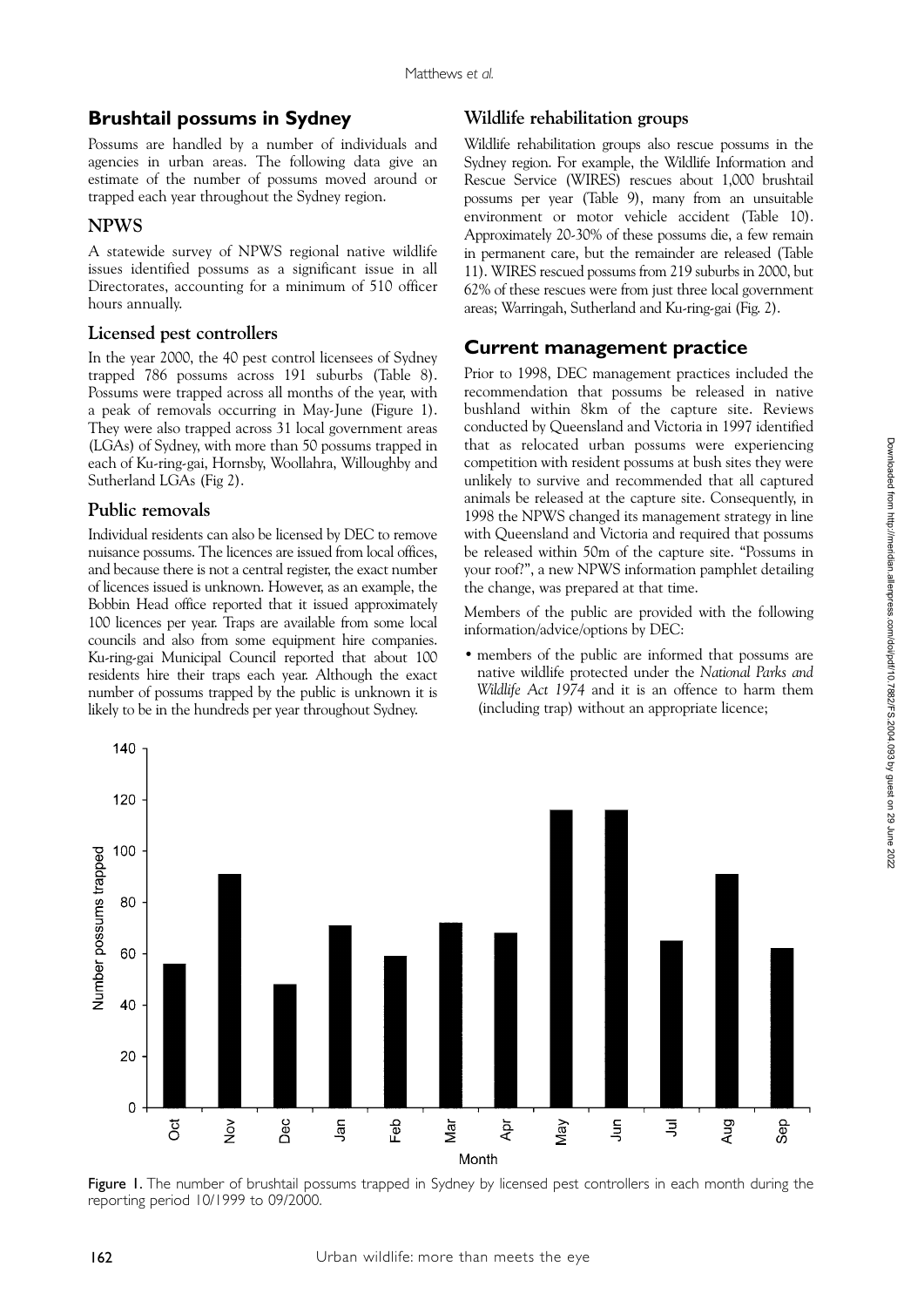## Brushtail possums in Sydney

Possums are handled by a number of individuals and agencies in urban areas. The following data give an estimate of the number of possums moved around or trapped each year throughout the Sydney region.

### NPWS

A statewide survey of NPWS regional native wildlife issues identified possums as a significant issue in all Directorates, accounting for a minimum of 510 officer hours annually.

### Licensed pest controllers

In the year 2000, the 40 pest control licensees of Sydney trapped 786 possums across 191 suburbs (Table 8). Possums were trapped across all months of the year, with a peak of removals occurring in May-June (Figure 1). They were also trapped across 31 local government areas (LGAs) of Sydney, with more than 50 possums trapped in each of Ku-ring-gai, Hornsby, Woollahra, Willoughby and Sutherland LGAs (Fig 2).

### Public removals

Individual residents can also be licensed by DEC to remove nuisance possums. The licences are issued from local offices, and because there is not a central register, the exact number of licences issued is unknown. However, as an example, the Bobbin Head office reported that it issued approximately 100 licences per year. Traps are available from some local councils and also from some equipment hire companies. Ku-ring-gai Municipal Council reported that about 100 residents hire their traps each year. Although the exact number of possums trapped by the public is unknown it is likely to be in the hundreds per year throughout Sydney.

### Wildlife rehabilitation groups

Wildlife rehabilitation groups also rescue possums in the Sydney region. For example, the Wildlife Information and Rescue Service (WIRES) rescues about 1,000 brushtail possums per year (Table 9), many from an unsuitable environment or motor vehicle accident (Table 10). Approximately 20-30% of these possums die, a few remain in permanent care, but the remainder are released (Table 11). WIRES rescued possums from 219 suburbs in 2000, but 62% of these rescues were from just three local government areas; Warringah, Sutherland and Ku-ring-gai (Fig. 2).

## Current management practice

Prior to 1998, DEC management practices included the recommendation that possums be released in native bushland within 8km of the capture site. Reviews conducted by Queensland and Victoria in 1997 identified that as relocated urban possums were experiencing competition with resident possums at bush sites they were unlikely to survive and recommended that all captured animals be released at the capture site. Consequently, in 1998 the NPWS changed its management strategy in line with Queensland and Victoria and required that possums be released within 50m of the capture site. "Possums in your roof?", a new NPWS information pamphlet detailing the change, was prepared at that time.

Members of the public are provided with the following information/advice/options by DEC:

- members of the public are informed that possums are native wildlife protected under the *National Parks and Wildlife Act 1974* and it is an offence to harm them (including trap) without an appropriate licence;

**Figure 1.** The number of brushtail possums trapped in Sydney by licensed pest controllers in each month during the reporting period 10/1999 to 09/2000.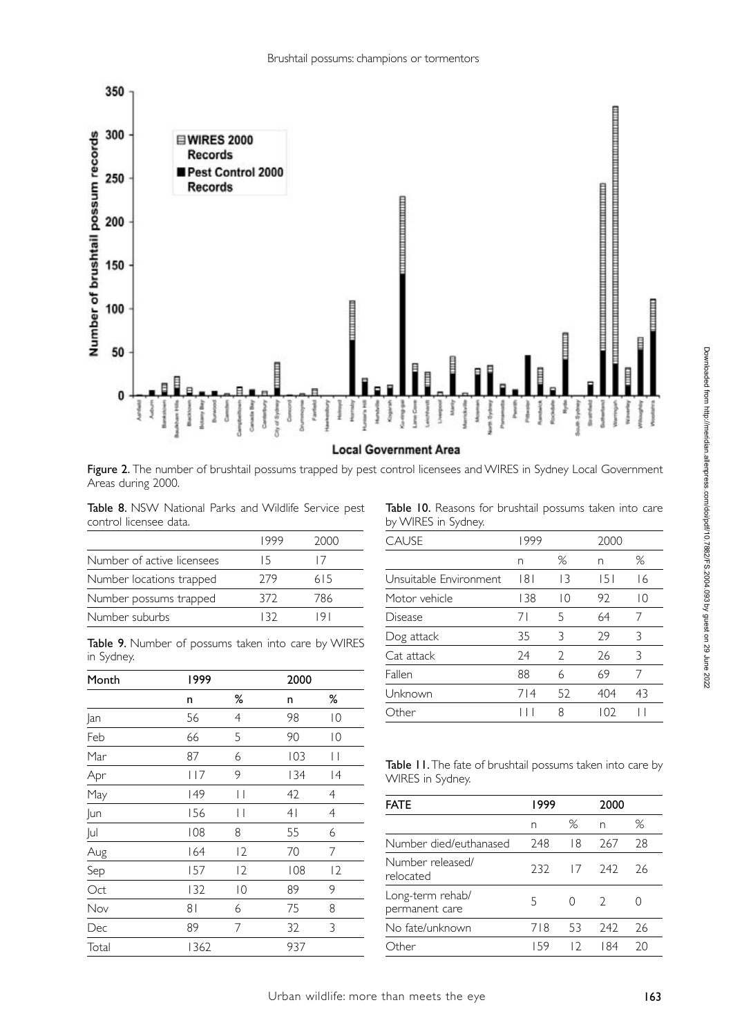Figure 2. The number of brushtail possums trapped by pest control licensees and WIRES in Sydney Local Government Areas during 2000.

Table 8. NSW National Parks and Wildlife Service pest control licensee data.

| | 1999 | 2000 |
|---|---|---|
| Number of active licensees | 15 | 17 |
| Number locations trapped | 279 | 615 |
| Number possums trapped | 372 | 786 |
| Number suburbs | 132 | 191 |

Table 9. Number of possums taken into care by WIRES in Sydney.

| Month | 1999 | | 2000 | |
|---|---|---|---|---|
| | n | % | n | % |
| Jan | 56 | 4 | 98 | 10 |
| Feb | 66 | 5 | 90 | 10 |
| Mar | 87 | 6 | 103 | 11 |
| Apr | 117 | 9 | 134 | 14 |
| May | 149 | 11 | 42 | 4 |
| Jun | 156 | 11 | 41 | 4 |
| Jul | 108 | 8 | 55 | 6 |
| Aug | 164 | 12 | 70 | 7 |
| Sep | 157 | 12 | 108 | 12 |
| Oct | 132 | 10 | 89 | 9 |
| Nov | 81 | 6 | 75 | 8 |
| Dec | 89 | 7 | 32 | 3 |
| Total | 1362 | | 937 | |

Table 10. Reasons for brushtail possums taken into care by WIRES in Sydney.

| CAUSE | 1999 | | 2000 | |
|---|---|---|---|---|
| | n | % | n | % |
| Unsuitable Environment | 181 | 13 | 151 | 16 |
| Motor vehicle | 138 | 10 | 92 | 10 |
| Disease | 71 | 5 | 64 | 7 |
| Dog attack | 35 | 3 | 29 | 3 |
| Cat attack | 24 | 2 | 26 | 3 |
| Fallen | 88 | 6 | 69 | 7 |
| Unknown | 714 | 52 | 404 | 43 |
| Other | 111 | 8 | 102 | 11 |

Table 11. The fate of brushtail possums taken into care by WIRES in Sydney.

| FATE | 1999 | | 2000 | |
|---|---|---|---|---|
| | n | % | n | % |
| Number died/euthanased | 248 | 18 | 267 | 28 |
| Number released/ relocated | 232 | 17 | 242 | 26 |
| Long-term rehab/ permanent care | 5 | 0 | 2 | 0 |
| No fate/unknown | 718 | 53 | 242 | 26 |
| Other | 159 | 12 | 184 | 20 |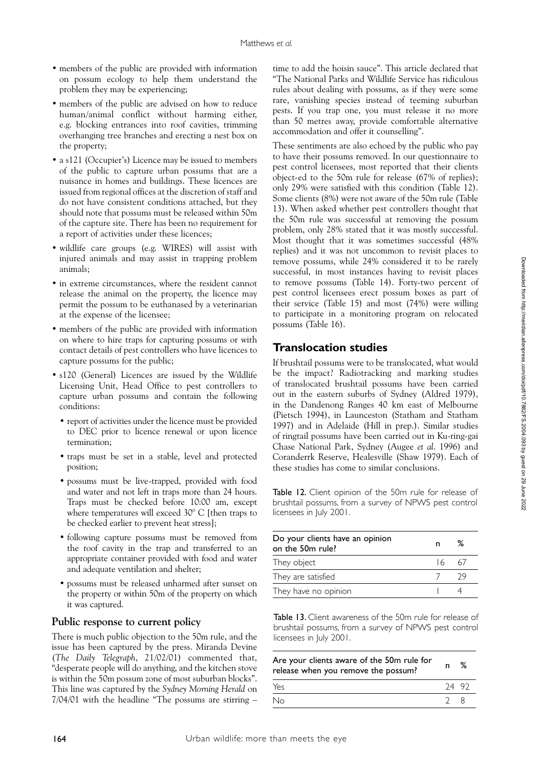- members of the public are provided with information on possum ecology to help them understand the problem they may be experiencing;
- members of the public are advised on how to reduce human/animal conflict without harming either, e.g. blocking entrances into roof cavities, trimming overhanging tree branches and erecting a nest box on the property;
- a s121 (Occupier's) Licence may be issued to members of the public to capture urban possums that are a nuisance in homes and buildings. These licences are issued from regional offices at the discretion of staff and do not have consistent conditions attached, but they should note that possums must be released within 50m of the capture site. There has been no requirement for a report of activities under these licences;
- wildlife care groups (e.g. WIRES) will assist with injured animals and may assist in trapping problem animals;
- in extreme circumstances, where the resident cannot release the animal on the property, the licence may permit the possum to be euthanased by a veterinarian at the expense of the licensee;
- members of the public are provided with information on where to hire traps for capturing possums or with contact details of pest controllers who have licences to capture possums for the public;
- s120 (General) Licences are issued by the Wildlife Licensing Unit, Head Office to pest controllers to capture urban possums and contain the following conditions:
  - report of activities under the licence must be provided to DEC prior to licence renewal or upon licence termination;
  - traps must be set in a stable, level and protected position;
  - possums must be live-trapped, provided with food and water and not left in traps more than 24 hours. Traps must be checked before 10:00 am, except where temperatures will exceed 30° C [then traps to be checked earlier to prevent heat stress];
  - following capture possums must be removed from the roof cavity in the trap and transferred to an appropriate container provided with food and water and adequate ventilation and shelter;
  - possums must be released unharmed after sunset on the property or within 50m of the property on which it was captured.

### Public response to current policy

There is much public objection to the 50m rule, and the issue has been captured by the press. Miranda Devine (*The Daily Telegraph*, 21/02/01) commented that, "desperate people will do anything, and the kitchen stove is within the 50m possum zone of most suburban blocks". This line was captured by the *Sydney Morning Herald* on 7/04/01 with the headline "The possums are stirring – time to add the hoisin sauce". This article declared that "The National Parks and Wildlife Service has ridiculous rules about dealing with possums, as if they were some rare, vanishing species instead of teeming suburban pests. If you trap one, you must release it no more than 50 metres away, provide comfortable alternative accommodation and offer it counselling".

These sentiments are also echoed by the public who pay to have their possums removed. In our questionnaire to pest control licensees, most reported that their clients object-ed to the 50m rule for release (67% of replies); only 29% were satisfied with this condition (Table 12). Some clients (8%) were not aware of the 50m rule (Table 13). When asked whether pest controllers thought that the 50m rule was successful at removing the possum problem, only 28% stated that it was mostly successful. Most thought that it was sometimes successful (48% replies) and it was not uncommon to revisit places to remove possums, while 24% considered it to be rarely successful, in most instances having to revisit places to remove possums (Table 14). Forty-two percent of pest control licensees erect possum boxes as part of their service (Table 15) and most (74%) were willing to participate in a monitoring program on relocated possums (Table 16).

## Translocation studies

If brushtail possums were to be translocated, what would be the impact? Radiotracking and marking studies of translocated brushtail possums have been carried out in the eastern suburbs of Sydney (Aldred 1979), in the Dandenong Ranges 40 km east of Melbourne (Pietsch 1994), in Launceston (Statham and Statham 1997) and in Adelaide (Hill in prep.). Similar studies of ringtail possums have been carried out in Ku-ring-gai Chase National Park, Sydney (Augee *et al*. 1996) and Coranderrk Reserve, Healesville (Shaw 1979). Each of these studies has come to similar conclusions.

**Table 12.** Client opinion of the 50m rule for release of brushtail possums, from a survey of NPWS pest control licensees in July 2001.

| Do your clients have an opinion on the 50m rule? | n | % |
|---|---|---|
| They object | 16 | 67 |
| They are satisfied | 7 | 29 |
| They have no opinion | 1 | 4 |

**Table 13.** Client awareness of the 50m rule for release of brushtail possums, from a survey of NPWS pest control licensees in July 2001.

| Are your clients aware of the 50m rule for release when you remove the possum? | n | % |
|---|---|---|
| Yes | 24 | 92 |
| No | 2 | 8 |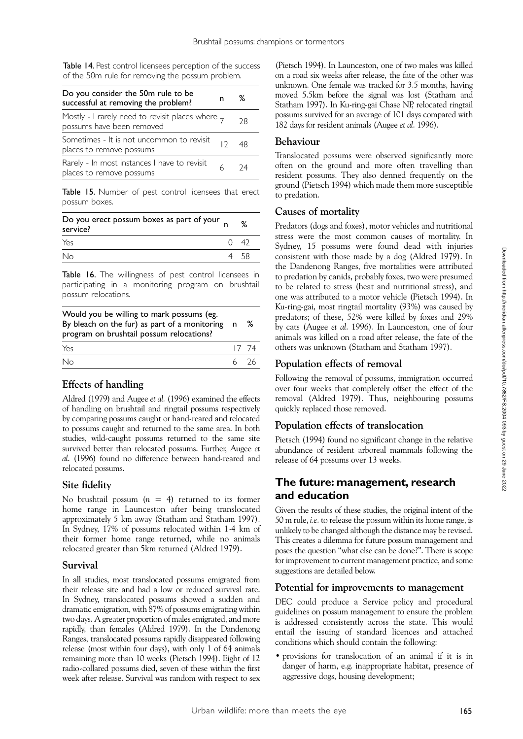**Table 14.** Pest control licensees perception of the success of the 50m rule for removing the possum problem.

| Do you consider the 50m rule to be successful at removing the problem? | n | % |
|---|---|---|
| Mostly - I rarely need to revisit places where possums have been removed | 7 | 28 |
| Sometimes - It is not uncommon to revisit places to remove possums | 12 | 48 |
| Rarely - In most instances I have to revisit places to remove possums | 6 | 24 |

**Table 15.** Number of pest control licensees that erect possum boxes.

| Do you erect possum boxes as part of your service? | n | % |
|---|---|---|
| Yes | 10 | 42 |
| No | 14 | 58 |

**Table 16.** The willingness of pest control licensees in participating in a monitoring program on brushtail possum relocations.

| Would you be willing to mark possums (eg. By bleach on the fur) as part of a monitoring program on brushtail possum relocations? | n | % |
|---|---|---|
| Yes | 17 | 74 |
| No | 6 | 26 |

### Effects of handling

Aldred (1979) and Augee *et al.* (1996) examined the effects of handling on brushtail and ringtail possums respectively by comparing possums caught or hand-reared and relocated to possums caught and returned to the same area. In both studies, wild-caught possums returned to the same site survived better than relocated possums. Further, Augee *et al.* (1996) found no difference between hand-reared and relocated possums.

### Site fidelity

No brushtail possum ($n = 4$) returned to its former home range in Launceston after being translocated approximately 5 km away (Statham and Statham 1997). In Sydney, 17% of possums relocated within 1-4 km of their former home range returned, while no animals relocated greater than 5km returned (Aldred 1979).

### Survival

In all studies, most translocated possums emigrated from their release site and had a low or reduced survival rate. In Sydney, translocated possums showed a sudden and dramatic emigration, with 87% of possums emigrating within two days. A greater proportion of males emigrated, and more rapidly, than females (Aldred 1979). In the Dandenong Ranges, translocated possums rapidly disappeared following release (most within four days), with only 1 of 64 animals remaining more than 10 weeks (Pietsch 1994). Eight of 12 radio-collared possums died, seven of these within the first week after release. Survival was random with respect to sex (Pietsch 1994). In Launceston, one of two males was killed on a road six weeks after release, the fate of the other was unknown. One female was tracked for 3.5 months, having moved 5.5km before the signal was lost (Statham and Statham 1997). In Ku-ring-gai Chase NP, relocated ringtail possums survived for an average of 101 days compared with 182 days for resident animals (Augee *et al.* 1996).

### Behaviour

Translocated possums were observed significantly more often on the ground and more often travelling than resident possums. They also denned frequently on the ground (Pietsch 1994) which made them more susceptible to predation.

### Causes of mortality

Predators (dogs and foxes), motor vehicles and nutritional stress were the most common causes of mortality. In Sydney, 15 possums were found dead with injuries consistent with those made by a dog (Aldred 1979). In the Dandenong Ranges, five mortalities were attributed to predation by canids, probably foxes, two were presumed to be related to stress (heat and nutritional stress), and one was attributed to a motor vehicle (Pietsch 1994). In Ku-ring-gai, most ringtail mortality (93%) was caused by predators; of these, 52% were killed by foxes and 29% by cats (Augee *et al.* 1996). In Launceston, one of four animals was killed on a road after release, the fate of the others was unknown (Statham and Statham 1997).

### Population effects of removal

Following the removal of possums, immigration occurred over four weeks that completely offset the effect of the removal (Aldred 1979). Thus, neighbouring possums quickly replaced those removed.

### Population effects of translocation

Pietsch (1994) found no significant change in the relative abundance of resident arboreal mammals following the release of 64 possums over 13 weeks.

## The future: management, research and education

Given the results of these studies, the original intent of the 50 m rule, *i.e.* to release the possum within its home range, is unlikely to be changed although the distance may be revised. This creates a dilemma for future possum management and poses the question "what else can be done?". There is scope for improvement to current management practice, and some suggestions are detailed below.

### Potential for improvements to management

DEC could produce a Service policy and procedural guidelines on possum management to ensure the problem is addressed consistently across the state. This would entail the issuing of standard licences and attached conditions which should contain the following:

- provisions for translocation of an animal if it is in danger of harm, e.g. inappropriate habitat, presence of aggressive dogs, housing development;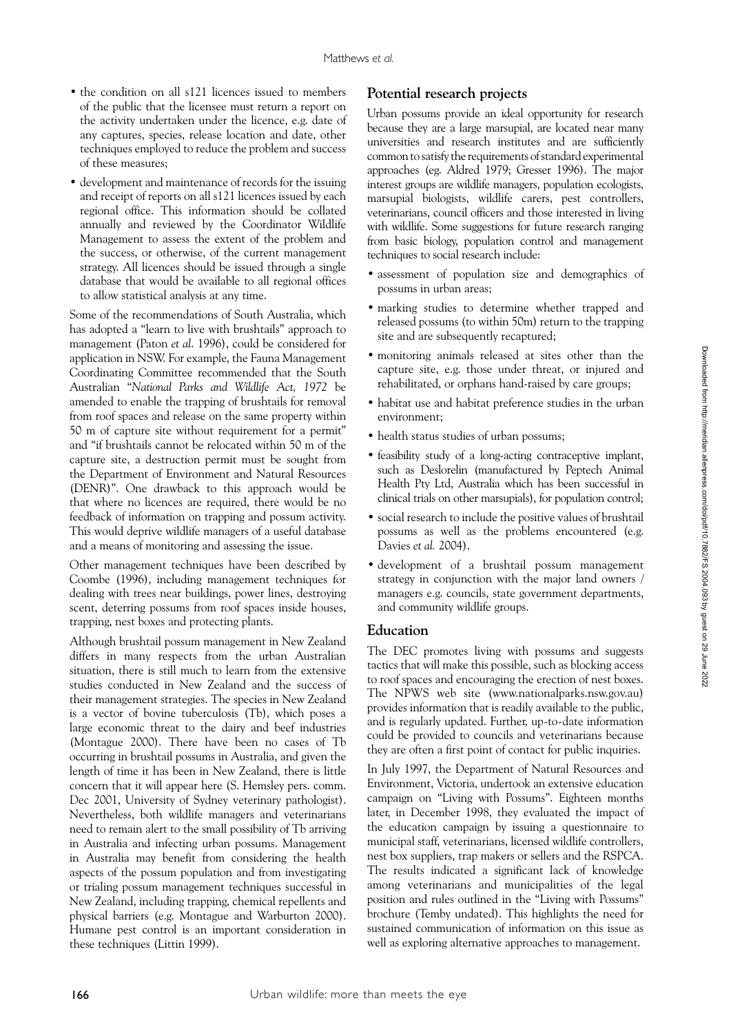- the condition on all s121 licences issued to members of the public that the licensee must return a report on the activity undertaken under the licence, e.g. date of any captures, species, release location and date, other techniques employed to reduce the problem and success of these measures;
- development and maintenance of records for the issuing and receipt of reports on all s121 licences issued by each regional office. This information should be collated annually and reviewed by the Coordinator Wildlife Management to assess the extent of the problem and the success, or otherwise, of the current management strategy. All licences should be issued through a single database that would be available to all regional offices to allow statistical analysis at any time.

Some of the recommendations of South Australia, which has adopted a "learn to live with brushtails" approach to management (Paton *et al.* 1996), could be considered for application in NSW. For example, the Fauna Management Coordinating Committee recommended that the South Australian "*National Parks and Wildlife Act, 1972* be amended to enable the trapping of brushtails for removal from roof spaces and release on the same property within 50 m of capture site without requirement for a permit" and "if brushtails cannot be relocated within 50 m of the capture site, a destruction permit must be sought from the Department of Environment and Natural Resources (DENR)". One drawback to this approach would be that where no licences are required, there would be no feedback of information on trapping and possum activity. This would deprive wildlife managers of a useful database and a means of monitoring and assessing the issue.

Other management techniques have been described by Coombe (1996), including management techniques for dealing with trees near buildings, power lines, destroying scent, deterring possums from roof spaces inside houses, trapping, nest boxes and protecting plants.

Although brushtail possum management in New Zealand differs in many respects from the urban Australian situation, there is still much to learn from the extensive studies conducted in New Zealand and the success of their management strategies. The species in New Zealand is a vector of bovine tuberculosis (Tb), which poses a large economic threat to the dairy and beef industries (Montague 2000). There have been no cases of Tb occurring in brushtail possums in Australia, and given the length of time it has been in New Zealand, there is little concern that it will appear here (S. Hemsley pers. comm. Dec 2001, University of Sydney veterinary pathologist). Nevertheless, both wildlife managers and veterinarians need to remain alert to the small possibility of Tb arriving in Australia and infecting urban possums. Management in Australia may benefit from considering the health aspects of the possum population and from investigating or trialing possum management techniques successful in New Zealand, including trapping, chemical repellents and physical barriers (e.g. Montague and Warburton 2000). Humane pest control is an important consideration in these techniques (Littin 1999).

## Potential research projects

Urban possums provide an ideal opportunity for research because they are a large marsupial, are located near many universities and research institutes and are sufficiently common to satisfy the requirements of standard experimental approaches (eg. Aldred 1979; Gresser 1996). The major interest groups are wildlife managers, population ecologists, marsupial biologists, wildlife carers, pest controllers, veterinarians, council officers and those interested in living with wildlife. Some suggestions for future research ranging from basic biology, population control and management techniques to social research include:

- assessment of population size and demographics of possums in urban areas;
- marking studies to determine whether trapped and released possums (to within 50m) return to the trapping site and are subsequently recaptured;
- monitoring animals released at sites other than the capture site, e.g. those under threat, or injured and rehabilitated, or orphans hand-raised by care groups;
- habitat use and habitat preference studies in the urban environment;
- health status studies of urban possums;
- feasibility study of a long-acting contraceptive implant, such as Deslorelin (manufactured by Peptech Animal Health Pty Ltd, Australia which has been successful in clinical trials on other marsupials), for population control;
- social research to include the positive values of brushtail possums as well as the problems encountered (e.g. Davies *et al.* 2004).
- development of a brushtail possum management strategy in conjunction with the major land owners / managers e.g. councils, state government departments, and community wildlife groups.

## Education

The DEC promotes living with possums and suggests tactics that will make this possible, such as blocking access to roof spaces and encouraging the erection of nest boxes. The NPWS web site (www.nationalparks.nsw.gov.au) provides information that is readily available to the public, and is regularly updated. Further, up-to-date information could be provided to councils and veterinarians because they are often a first point of contact for public inquiries.

In July 1997, the Department of Natural Resources and Environment, Victoria, undertook an extensive education campaign on "Living with Possums". Eighteen months later, in December 1998, they evaluated the impact of the education campaign by issuing a questionnaire to municipal staff, veterinarians, licensed wildlife controllers, nest box suppliers, trap makers or sellers and the RSPCA. The results indicated a significant lack of knowledge among veterinarians and municipalities of the legal position and rules outlined in the "Living with Possums" brochure (Temby undated). This highlights the need for sustained communication of information on this issue as well as exploring alternative approaches to management.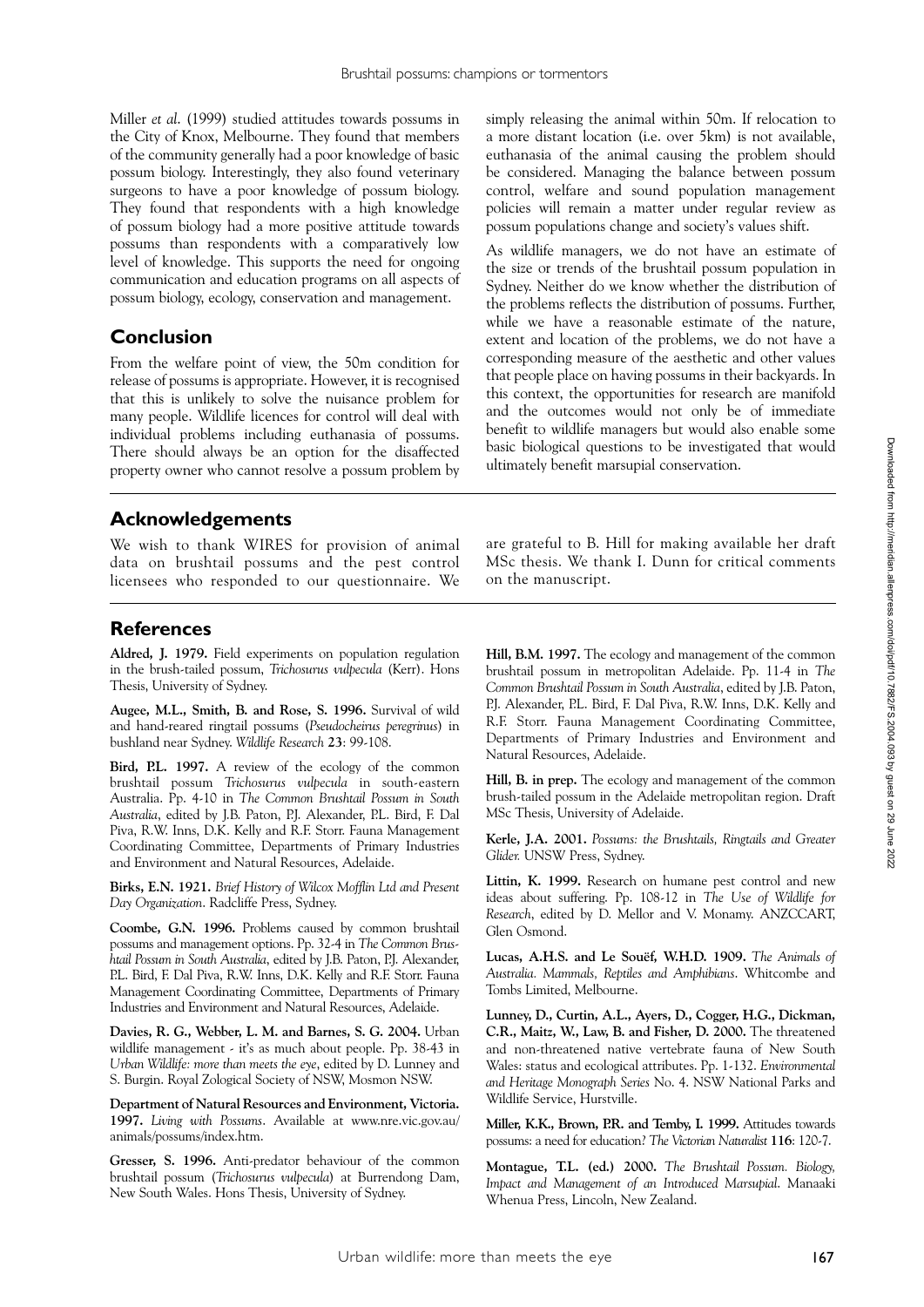Miller *et al*. (1999) studied attitudes towards possums in the City of Knox, Melbourne. They found that members of the community generally had a poor knowledge of basic possum biology. Interestingly, they also found veterinary surgeons to have a poor knowledge of possum biology. They found that respondents with a high knowledge of possum biology had a more positive attitude towards possums than respondents with a comparatively low level of knowledge. This supports the need for ongoing communication and education programs on all aspects of possum biology, ecology, conservation and management.

## Conclusion

From the welfare point of view, the 50m condition for release of possums is appropriate. However, it is recognised that this is unlikely to solve the nuisance problem for many people. Wildlife licences for control will deal with individual problems including euthanasia of possums. There should always be an option for the disaffected property owner who cannot resolve a possum problem by simply releasing the animal within 50m. If relocation to a more distant location (i.e. over 5km) is not available, euthanasia of the animal causing the problem should be considered. Managing the balance between possum control, welfare and sound population management policies will remain a matter under regular review as possum populations change and society's values shift.

As wildlife managers, we do not have an estimate of the size or trends of the brushtail possum population in Sydney. Neither do we know whether the distribution of the problems reflects the distribution of possums. Further, while we have a reasonable estimate of the nature, extent and location of the problems, we do not have a corresponding measure of the aesthetic and other values that people place on having possums in their backyards. In this context, the opportunities for research are manifold and the outcomes would not only be of immediate benefit to wildlife managers but would also enable some basic biological questions to be investigated that would ultimately benefit marsupial conservation.

## Acknowledgements

We wish to thank WIRES for provision of animal data on brushtail possums and the pest control licensees who responded to our questionnaire. We are grateful to B. Hill for making available her draft MSc thesis. We thank I. Dunn for critical comments on the manuscript.

## References

**Aldred, J. 1979.** Field experiments on population regulation in the brush-tailed possum, *Trichosurus vulpecula* (Kerr). Hons Thesis, University of Sydney.

**Augee, M.L., Smith, B. and Rose, S. 1996.** Survival of wild and hand-reared ringtail possums (*Pseudocheirus peregrinus*) in bushland near Sydney. *Wildlife Research* **23**: 99-108.

**Bird, P.L. 1997.** A review of the ecology of the common brushtail possum *Trichosurus vulpecula* in south-eastern Australia. Pp. 4-10 in *The Common Brushtail Possum in South Australia*, edited by J.B. Paton, P.J. Alexander, P.L. Bird, F. Dal Piva, R.W. Inns, D.K. Kelly and R.F. Storr. Fauna Management Coordinating Committee, Departments of Primary Industries and Environment and Natural Resources, Adelaide.

**Birks, E.N. 1921.** *Brief History of Wilcox Mofflin Ltd and Present Day Organization*. Radcliffe Press, Sydney.

**Coombe, G.N. 1996.** Problems caused by common brushtail possums and management options. Pp. 32-4 in *The Common Brushtail Possum in South Australia*, edited by J.B. Paton, P.J. Alexander, P.L. Bird, F. Dal Piva, R.W. Inns, D.K. Kelly and R.F. Storr. Fauna Management Coordinating Committee, Departments of Primary Industries and Environment and Natural Resources, Adelaide.

**Davies, R. G., Webber, L. M. and Barnes, S. G. 2004.** Urban wildlife management - it's as much about people. Pp. 38-43 in *Urban Wildlife: more than meets the eye*, edited by D. Lunney and S. Burgin. Royal Zological Society of NSW, Mosmon NSW.

**Department of Natural Resources and Environment, Victoria. 1997.** *Living with Possums*. Available at www.nre.vic.gov.au/animals/possums/index.htm.

**Gresser, S. 1996.** Anti-predator behaviour of the common brushtail possum (*Trichosurus vulpecula*) at Burrendong Dam, New South Wales. Hons Thesis, University of Sydney.

**Hill, B.M. 1997.** The ecology and management of the common brushtail possum in metropolitan Adelaide. Pp. 11-4 in *The Common Brushtail Possum in South Australia*, edited by J.B. Paton, P.J. Alexander, P.L. Bird, F. Dal Piva, R.W. Inns, D.K. Kelly and R.F. Storr. Fauna Management Coordinating Committee, Departments of Primary Industries and Environment and Natural Resources, Adelaide.

**Hill, B. in prep.** The ecology and management of the common brush-tailed possum in the Adelaide metropolitan region. Draft MSc Thesis, University of Adelaide.

**Kerle, J.A. 2001.** *Possums: the Brushtails, Ringtails and Greater Glider.* UNSW Press, Sydney.

**Littin, K. 1999.** Research on humane pest control and new ideas about suffering. Pp. 108-12 in *The Use of Wildlife for Research*, edited by D. Mellor and V. Monamy. ANZCCART, Glen Osmond.

**Lucas, A.H.S. and Le Souëf, W.H.D. 1909.** *The Animals of Australia. Mammals, Reptiles and Amphibians*. Whitcombe and Tombs Limited, Melbourne.

**Lunney, D., Curtin, A.L., Ayers, D., Cogger, H.G., Dickman, C.R., Maitz, W., Law, B. and Fisher, D. 2000.** The threatened and non-threatened native vertebrate fauna of New South Wales: status and ecological attributes. Pp. 1-132. *Environmental and Heritage Monograph Series* No. 4. NSW National Parks and Wildlife Service, Hurstville.

**Miller, K.K., Brown, P.R. and Temby, I. 1999.** Attitudes towards possums: a need for education? *The Victorian Naturalist* **116**: 120-7.

**Montague, T.L. (ed.) 2000.** *The Brushtail Possum. Biology, Impact and Management of an Introduced Marsupial*. Manaaki Whenua Press, Lincoln, New Zealand.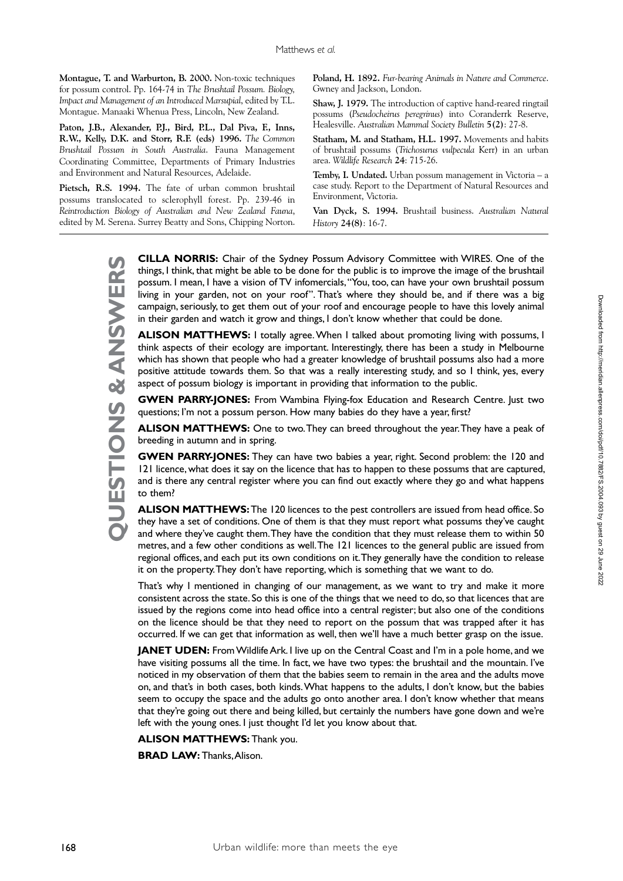**Montague, T. and Warburton, B. 2000.** Non-toxic techniques for possum control. Pp. 164-74 in *The Brushtail Possum. Biology, Impact and Management of an Introduced Marsupial*, edited by T.L. Montague. Manaaki Whenua Press, Lincoln, New Zealand.

**Paton, J.B., Alexander, P.J., Bird, P.L., Dal Piva, F., Inns, R.W., Kelly, D.K. and Storr, R.F. (eds) 1996.** *The Common Brushtail Possum in South Australia*. Fauna Management Coordinating Committee, Departments of Primary Industries and Environment and Natural Resources, Adelaide.

**Pietsch, R.S. 1994.** The fate of urban common brushtail possums translocated to sclerophyll forest. Pp. 239-46 in *Reintroduction Biology of Australian and New Zealand Fauna*, edited by M. Serena. Surrey Beatty and Sons, Chipping Norton.

**Poland, H. 1892.** *Fur-bearing Animals in Nature and Commerce*. Gwney and Jackson, London.

**Shaw, J. 1979.** The introduction of captive hand-reared ringtail possums (*Pseudocheirus peregrinus*) into Coranderrk Reserve, Healesville. *Australian Mammal Society Bulletin* **5(2)**: 27-8.

**Statham, M. and Statham, H.L. 1997.** Movements and habits of brushtail possums (*Trichosurus vulpecula* Kerr) in an urban area. *Wildlife Research* **24**: 715-26.

**Temby, I. Undated.** Urban possum management in Victoria – a case study. Report to the Department of Natural Resources and Environment, Victoria.

**Van Dyck, S. 1994.** Brushtail business. *Australian Natural History* **24(8)**: 16-7.

## QUESTIONS & ANSWERS

**CILLA NORRIS:** Chair of the Sydney Possum Advisory Committee with WIRES. One of the things, I think, that might be able to be done for the public is to improve the image of the brushtail possum. I mean, I have a vision of TV infomercials, "You, too, can have your own brushtail possum living in your garden, not on your roof". That's where they should be, and if there was a big campaign, seriously, to get them out of your roof and encourage people to have this lovely animal in their garden and watch it grow and things, I don't know whether that could be done.

**ALISON MATTHEWS:** I totally agree. When I talked about promoting living with possums, I think aspects of their ecology are important. Interestingly, there has been a study in Melbourne which has shown that people who had a greater knowledge of brushtail possums also had a more positive attitude towards them. So that was a really interesting study, and so I think, yes, every aspect of possum biology is important in providing that information to the public.

**GWEN PARRY-JONES:** From Wambina Flying-fox Education and Research Centre. Just two questions; I'm not a possum person. How many babies do they have a year, first?

**ALISON MATTHEWS:** One to two. They can breed throughout the year. They have a peak of breeding in autumn and in spring.

**GWEN PARRY-JONES:** They can have two babies a year, right. Second problem: the 120 and 121 licence, what does it say on the licence that has to happen to these possums that are captured, and is there any central register where you can find out exactly where they go and what happens to them?

**ALISON MATTHEWS:** The 120 licences to the pest controllers are issued from head office. So they have a set of conditions. One of them is that they must report what possums they've caught and where they've caught them. They have the condition that they must release them to within 50 metres, and a few other conditions as well. The 121 licences to the general public are issued from regional offices, and each put its own conditions on it. They generally have the condition to release it on the property. They don't have reporting, which is something that we want to do.

That's why I mentioned in changing of our management, as we want to try and make it more consistent across the state. So this is one of the things that we need to do, so that licences that are issued by the regions come into head office into a central register; but also one of the conditions on the licence should be that they need to report on the possum that was trapped after it has occurred. If we can get that information as well, then we'll have a much better grasp on the issue.

**JANET UDEN:** From Wildlife Ark. I live up on the Central Coast and I'm in a pole home, and we have visiting possums all the time. In fact, we have two types: the brushtail and the mountain. I've noticed in my observation of them that the babies seem to remain in the area and the adults move on, and that's in both cases, both kinds. What happens to the adults, I don't know, but the babies seem to occupy the space and the adults go onto another area. I don't know whether that means that they're going out there and being killed, but certainly the numbers have gone down and we're left with the young ones. I just thought I'd let you know about that.

**ALISON MATTHEWS:** Thank you.

**BRAD LAW:** Thanks, Alison.